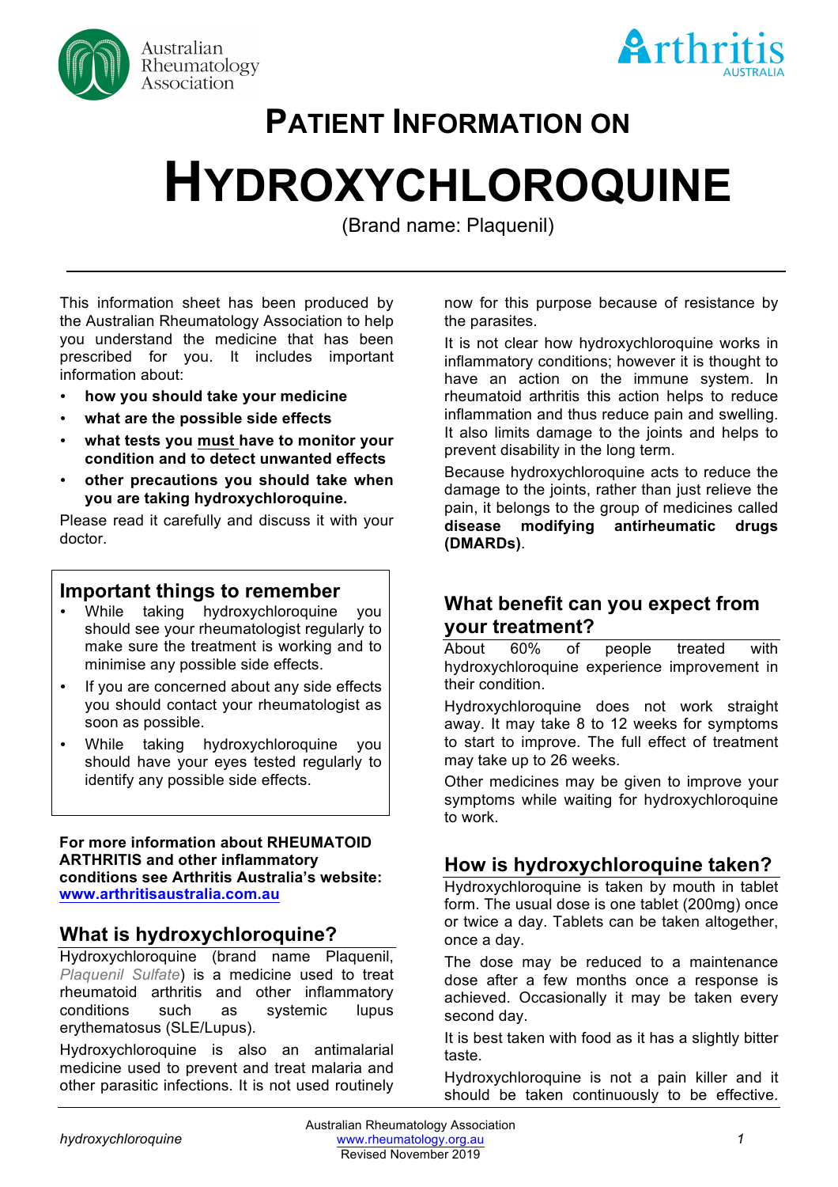# PATIENT INFORMATION ON

# HYDROXYCHLOROQUINE

(Brand name: Plaquenil)

This information sheet has been produced by the Australian Rheumatology Association to help you understand the medicine that has been prescribed for you. It includes important information about:

- **how you should take your medicine**
- **what are the possible side effects**
- **what tests you must have to monitor your condition and to detect unwanted effects**
- **other precautions you should take when you are taking hydroxychloroquine.**

Please read it carefully and discuss it with your doctor.

## Important things to remember

- While taking hydroxychloroquine you should see your rheumatologist regularly to make sure the treatment is working and to minimise any possible side effects.
- If you are concerned about any side effects you should contact your rheumatologist as soon as possible.
- While taking hydroxychloroquine you should have your eyes tested regularly to identify any possible side effects.

**For more information about RHEUMATOID ARTHRITIS and other inflammatory conditions see Arthritis Australia's website: [www.arthritisaustralia.com.au](http://www.arthritisaustralia.com.au)**

## What is hydroxychloroquine?

Hydroxychloroquine (brand name Plaquenil, *Plaquenil Sulfate*) is a medicine used to treat rheumatoid arthritis and other inflammatory conditions such as systemic lupus erythematosus (SLE/Lupus).

Hydroxychloroquine is also an antimalarial medicine used to prevent and treat malaria and other parasitic infections. It is not used routinely now for this purpose because of resistance by the parasites.

It is not clear how hydroxychloroquine works in inflammatory conditions; however it is thought to have an action on the immune system. In rheumatoid arthritis this action helps to reduce inflammation and thus reduce pain and swelling. It also limits damage to the joints and helps to prevent disability in the long term.

Because hydroxychloroquine acts to reduce the damage to the joints, rather than just relieve the pain, it belongs to the group of medicines called **disease modifying antirheumatic drugs (DMARDs)**.

## What benefit can you expect from your treatment?

About 60% of people treated with hydroxychloroquine experience improvement in their condition.

Hydroxychloroquine does not work straight away. It may take 8 to 12 weeks for symptoms to start to improve. The full effect of treatment may take up to 26 weeks.

Other medicines may be given to improve your symptoms while waiting for hydroxychloroquine to work.

## How is hydroxychloroquine taken?

Hydroxychloroquine is taken by mouth in tablet form. The usual dose is one tablet (200mg) once or twice a day. Tablets can be taken altogether, once a day.

The dose may be reduced to a maintenance dose after a few months once a response is achieved. Occasionally it may be taken every second day.

It is best taken with food as it has a slightly bitter taste.

Hydroxychloroquine is not a pain killer and it should be taken continuously to be effective.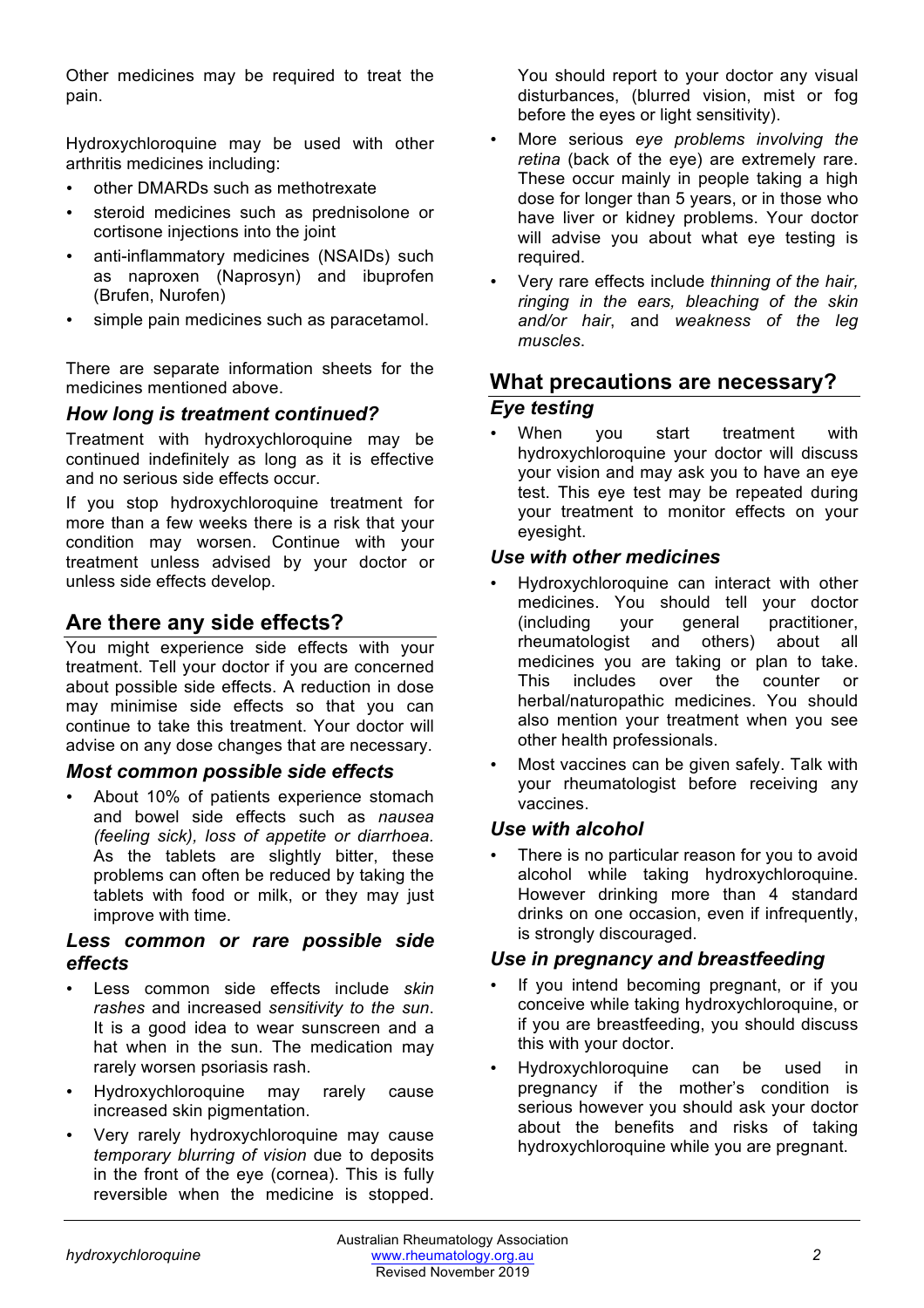Other medicines may be required to treat the pain.

Hydroxychloroquine may be used with other arthritis medicines including:

- other DMARDs such as methotrexate
- steroid medicines such as prednisolone or cortisone injections into the joint
- anti-inflammatory medicines (NSAIDs) such as naproxen (Naprosyn) and ibuprofen (Brufen, Nurofen)
- simple pain medicines such as paracetamol.

There are separate information sheets for the medicines mentioned above.

### *How long is treatment continued?*

Treatment with hydroxychloroquine may be continued indefinitely as long as it is effective and no serious side effects occur.

If you stop hydroxychloroquine treatment for more than a few weeks there is a risk that your condition may worsen. Continue with your treatment unless advised by your doctor or unless side effects develop.

## Are there any side effects?

You might experience side effects with your treatment. Tell your doctor if you are concerned about possible side effects. A reduction in dose may minimise side effects so that you can continue to take this treatment. Your doctor will advise on any dose changes that are necessary.

### *Most common possible side effects*

- About 10% of patients experience stomach and bowel side effects such as *nausea (feeling sick), loss of appetite or diarrhoea.* As the tablets are slightly bitter, these problems can often be reduced by taking the tablets with food or milk, or they may just improve with time.

### *Less common or rare possible side effects*

- Less common side effects include *skin rashes* and increased *sensitivity to the sun*. It is a good idea to wear sunscreen and a hat when in the sun. The medication may rarely worsen psoriasis rash.
- Hydroxychloroquine may rarely cause increased skin pigmentation.
- Very rarely hydroxychloroquine may cause *temporary blurring of vision* due to deposits in the front of the eye (cornea). This is fully reversible when the medicine is stopped. You should report to your doctor any visual disturbances, (blurred vision, mist or fog before the eyes or light sensitivity).
- More serious *eye problems involving the retina* (back of the eye) are extremely rare. These occur mainly in people taking a high dose for longer than 5 years, or in those who have liver or kidney problems. Your doctor will advise you about what eye testing is required.
- Very rare effects include *thinning of the hair, ringing in the ears, bleaching of the skin and/or hair*, and *weakness of the leg muscles*.

## What precautions are necessary?

### *Eye testing*

- When you start treatment with hydroxychloroquine your doctor will discuss your vision and may ask you to have an eye test. This eye test may be repeated during your treatment to monitor effects on your eyesight.

### *Use with other medicines*

- Hydroxychloroquine can interact with other medicines. You should tell your doctor (including your general practitioner, rheumatologist and others) about all medicines you are taking or plan to take. This includes over the counter or herbal/naturopathic medicines. You should also mention your treatment when you see other health professionals.
- Most vaccines can be given safely. Talk with your rheumatologist before receiving any vaccines.

### *Use with alcohol*

- There is no particular reason for you to avoid alcohol while taking hydroxychloroquine. However drinking more than 4 standard drinks on one occasion, even if infrequently, is strongly discouraged.

### *Use in pregnancy and breastfeeding*

- If you intend becoming pregnant, or if you conceive while taking hydroxychloroquine, or if you are breastfeeding, you should discuss this with your doctor.
- Hydroxychloroquine can be used in pregnancy if the mother's condition is serious however you should ask your doctor about the benefits and risks of taking hydroxychloroquine while you are pregnant.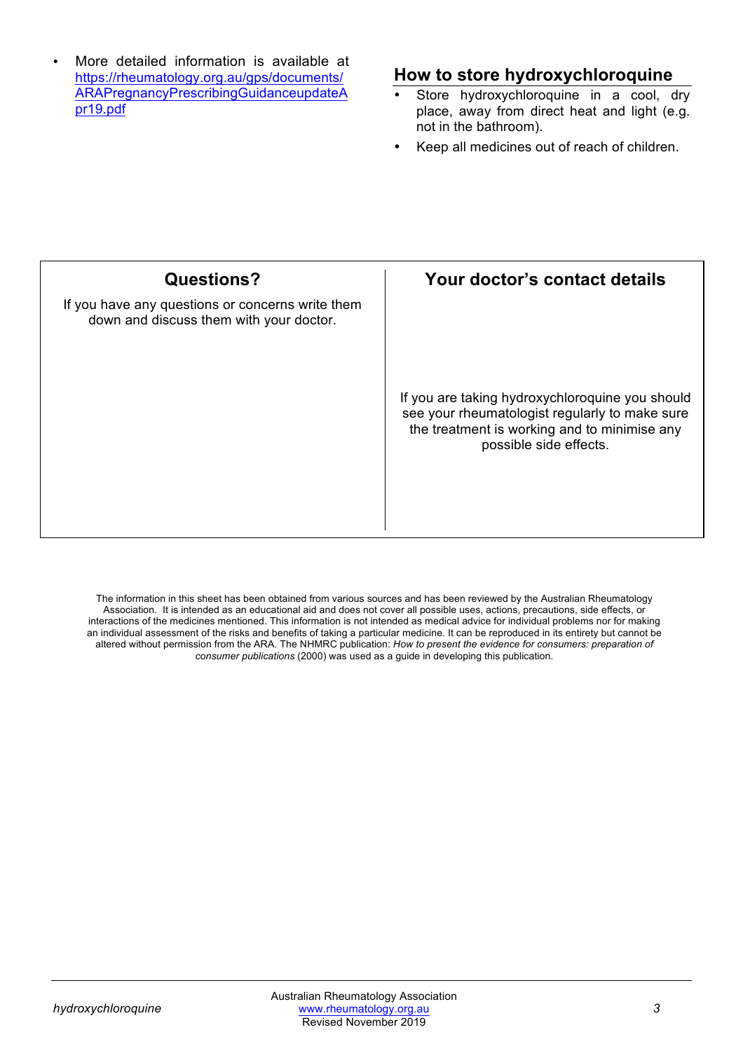- More detailed information is available at [https://rheumatology.org.au/gps/documents/ARAPregnancyPrescribingGuidanceupdateApr19.pdf](https://rheumatology.org.au/gps/documents/ARAPregnancyPrescribingGuidanceupdateApr19.pdf)

## How to store hydroxychloroquine

- Store hydroxychloroquine in a cool, dry place, away from direct heat and light (e.g. not in the bathroom).
- Keep all medicines out of reach of children.

| Questions? | Your doctor's contact details |
|---|---|
| If you have any questions or concerns write them down and discuss them with your doctor. | If you are taking hydroxychloroquine you should see your rheumatologist regularly to make sure the treatment is working and to minimise any possible side effects. |

The information in this sheet has been obtained from various sources and has been reviewed by the Australian Rheumatology Association. It is intended as an educational aid and does not cover all possible uses, actions, precautions, side effects, or interactions of the medicines mentioned. This information is not intended as medical advice for individual problems nor for making an individual assessment of the risks and benefits of taking a particular medicine. It can be reproduced in its entirety but cannot be altered without permission from the ARA. The NHMRC publication: *How to present the evidence for consumers: preparation of consumer publications* (2000) was used as a guide in developing this publication.